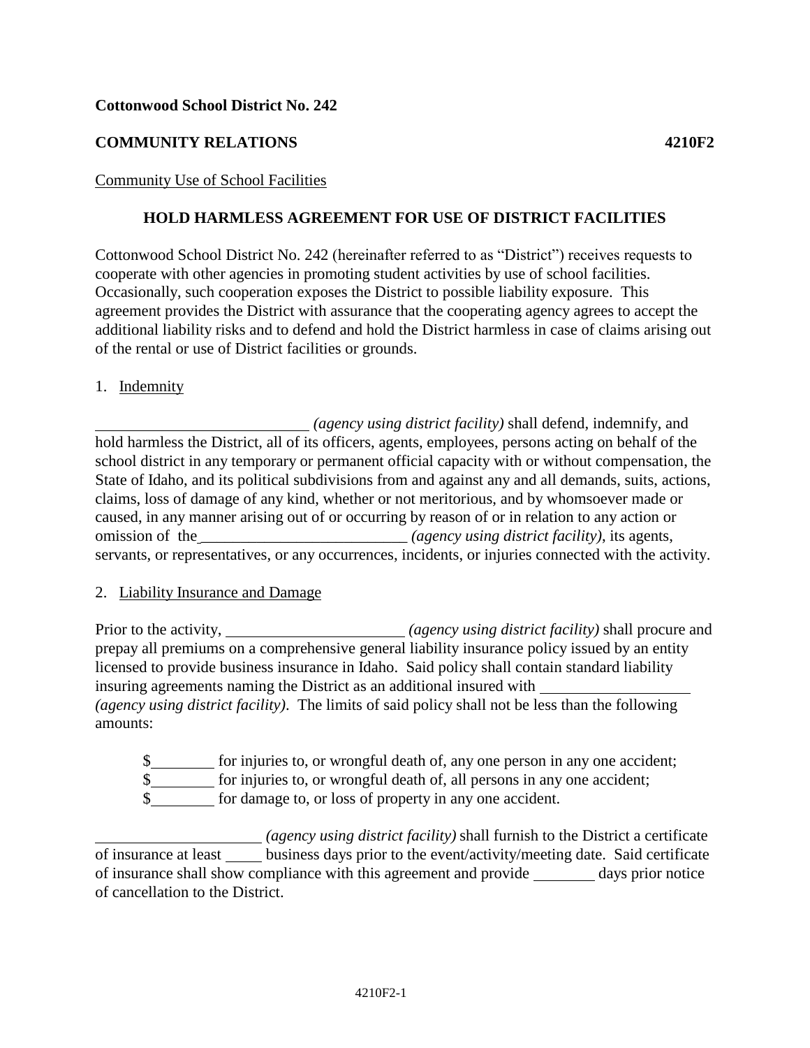**Cottonwood School District No. 242**

**COMMUNITY RELATIONS** **4210F2**

Community Use of School Facilities

## HOLD HARMLESS AGREEMENT FOR USE OF DISTRICT FACILITIES

Cottonwood School District No. 242 (hereinafter referred to as "District") receives requests to cooperate with other agencies in promoting student activities by use of school facilities. Occasionally, such cooperation exposes the District to possible liability exposure. This agreement provides the District with assurance that the cooperating agency agrees to accept the additional liability risks and to defend and hold the District harmless in case of claims arising out of the rental or use of District facilities or grounds.

1. Indemnity

___________________________ *(agency using district facility)* shall defend, indemnify, and hold harmless the District, all of its officers, agents, employees, persons acting on behalf of the school district in any temporary or permanent official capacity with or without compensation, the State of Idaho, and its political subdivisions from and against any and all demands, suits, actions, claims, loss of damage of any kind, whether or not meritorious, and by whomsoever made or caused, in any manner arising out of or occurring by reason of or in relation to any action or omission of the__________________________ *(agency using district facility)*, its agents, servants, or representatives, or any occurrences, incidents, or injuries connected with the activity.

2. Liability Insurance and Damage

Prior to the activity, _______________________ *(agency using district facility)* shall procure and prepay all premiums on a comprehensive general liability insurance policy issued by an entity licensed to provide business insurance in Idaho. Said policy shall contain standard liability insuring agreements naming the District as an additional insured with ___________________ *(agency using district facility)*. The limits of said policy shall not be less than the following amounts:

$________ for injuries to, or wrongful death of, any one person in any one accident;
$________ for injuries to, or wrongful death of, all persons in any one accident;
$________ for damage to, or loss of property in any one accident.

_____________________ *(agency using district facility)* shall furnish to the District a certificate of insurance at least _____ business days prior to the event/activity/meeting date. Said certificate of insurance shall show compliance with this agreement and provide ________ days prior notice of cancellation to the District.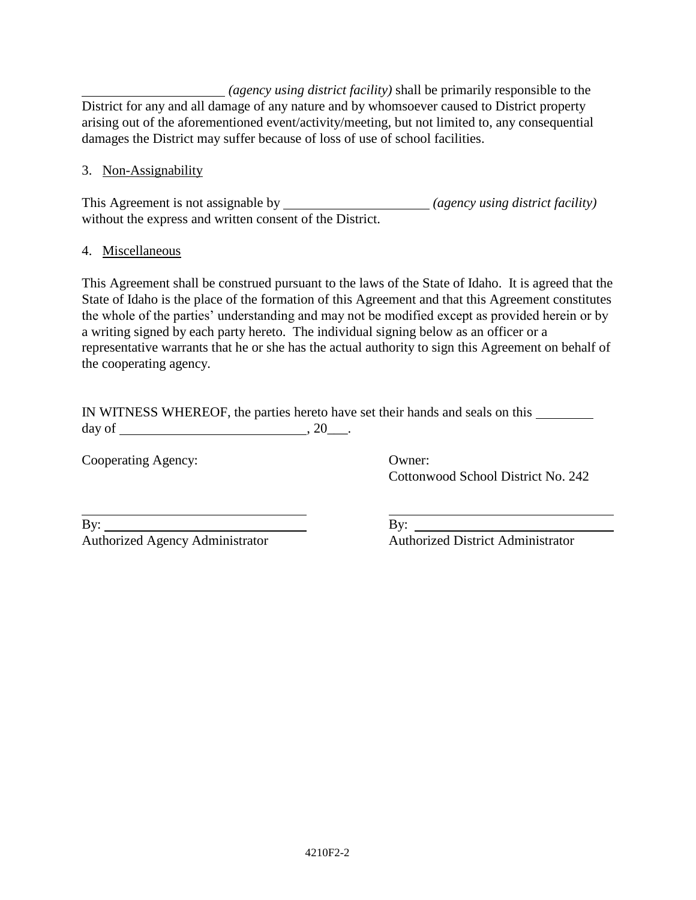\_\_\_\_\_\_\_\_\_\_\_\_\_\_\_\_\_\_\_\_ *(agency using district facility)* shall be primarily responsible to the District for any and all damage of any nature and by whomsoever caused to District property arising out of the aforementioned event/activity/meeting, but not limited to, any consequential damages the District may suffer because of loss of use of school facilities.

3. Non-Assignability

This Agreement is not assignable by \_\_\_\_\_\_\_\_\_\_\_\_\_\_\_\_\_\_\_\_ *(agency using district facility)* without the express and written consent of the District.

4. Miscellaneous

This Agreement shall be construed pursuant to the laws of the State of Idaho. It is agreed that the State of Idaho is the place of the formation of this Agreement and that this Agreement constitutes the whole of the parties' understanding and may not be modified except as provided herein or by a writing signed by each party hereto. The individual signing below as an officer or a representative warrants that he or she has the actual authority to sign this Agreement on behalf of the cooperating agency.

IN WITNESS WHEREOF, the parties hereto have set their hands and seals on this \_\_\_\_\_\_\_\_ day of \_\_\_\_\_\_\_\_\_\_\_\_\_\_\_\_\_\_\_\_\_\_\_\_\_\_, 20\_\_\_.

Cooperating Agency:

\_\_\_\_\_\_\_\_\_\_\_\_\_\_\_\_\_\_\_\_\_\_\_\_\_\_\_\_\_\_

By: \_\_\_\_\_\_\_\_\_\_\_\_\_\_\_\_\_\_\_\_\_\_\_\_\_\_\_\_\_\_

Authorized Agency Administrator

Owner:
Cottonwood School District No. 242

\_\_\_\_\_\_\_\_\_\_\_\_\_\_\_\_\_\_\_\_\_\_\_\_\_\_\_\_\_\_

By: \_\_\_\_\_\_\_\_\_\_\_\_\_\_\_\_\_\_\_\_\_\_\_\_\_\_\_\_\_\_

Authorized District Administrator